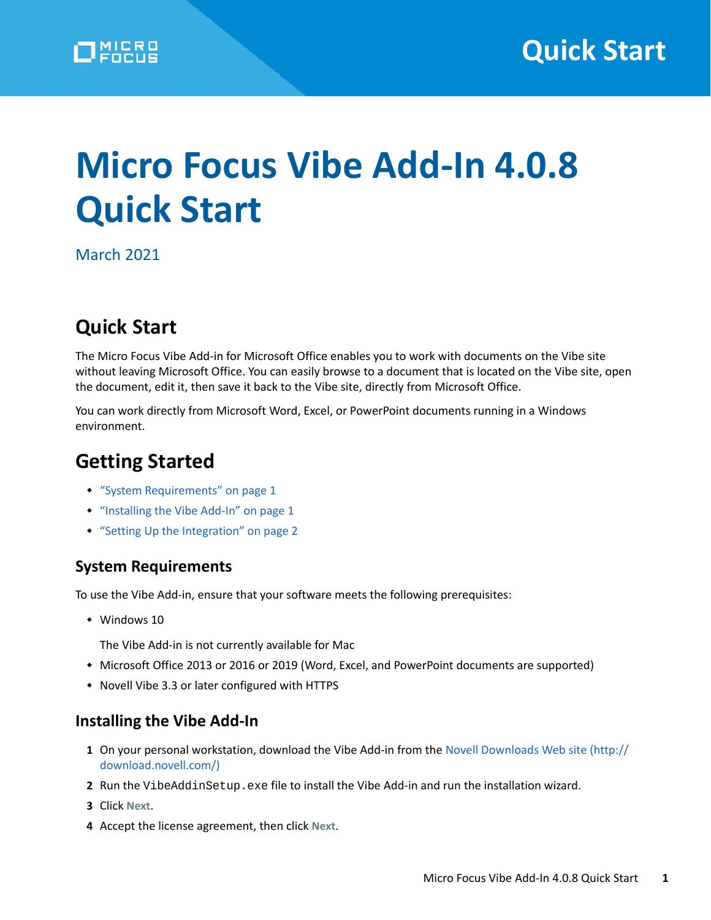# Micro Focus Vibe Add-In 4.0.8 Quick Start

March 2021

## Quick Start

The Micro Focus Vibe Add-in for Microsoft Office enables you to work with documents on the Vibe site without leaving Microsoft Office. You can easily browse to a document that is located on the Vibe site, open the document, edit it, then save it back to the Vibe site, directly from Microsoft Office.

You can work directly from Microsoft Word, Excel, or PowerPoint documents running in a Windows environment.

## Getting Started

- "System Requirements" on page 1
- "Installing the Vibe Add-In" on page 1
- "Setting Up the Integration" on page 2

### System Requirements

To use the Vibe Add-in, ensure that your software meets the following prerequisites:

- Windows 10

  The Vibe Add-in is not currently available for Mac
- Microsoft Office 2013 or 2016 or 2019 (Word, Excel, and PowerPoint documents are supported)
- Novell Vibe 3.3 or later configured with HTTPS

### Installing the Vibe Add-In

1. On your personal workstation, download the Vibe Add-in from the Novell Downloads Web site (http://download.novell.com/)
2. Run the `VibeAddinSetup.exe` file to install the Vibe Add-in and run the installation wizard.
3. Click **Next**.
4. Accept the license agreement, then click **Next**.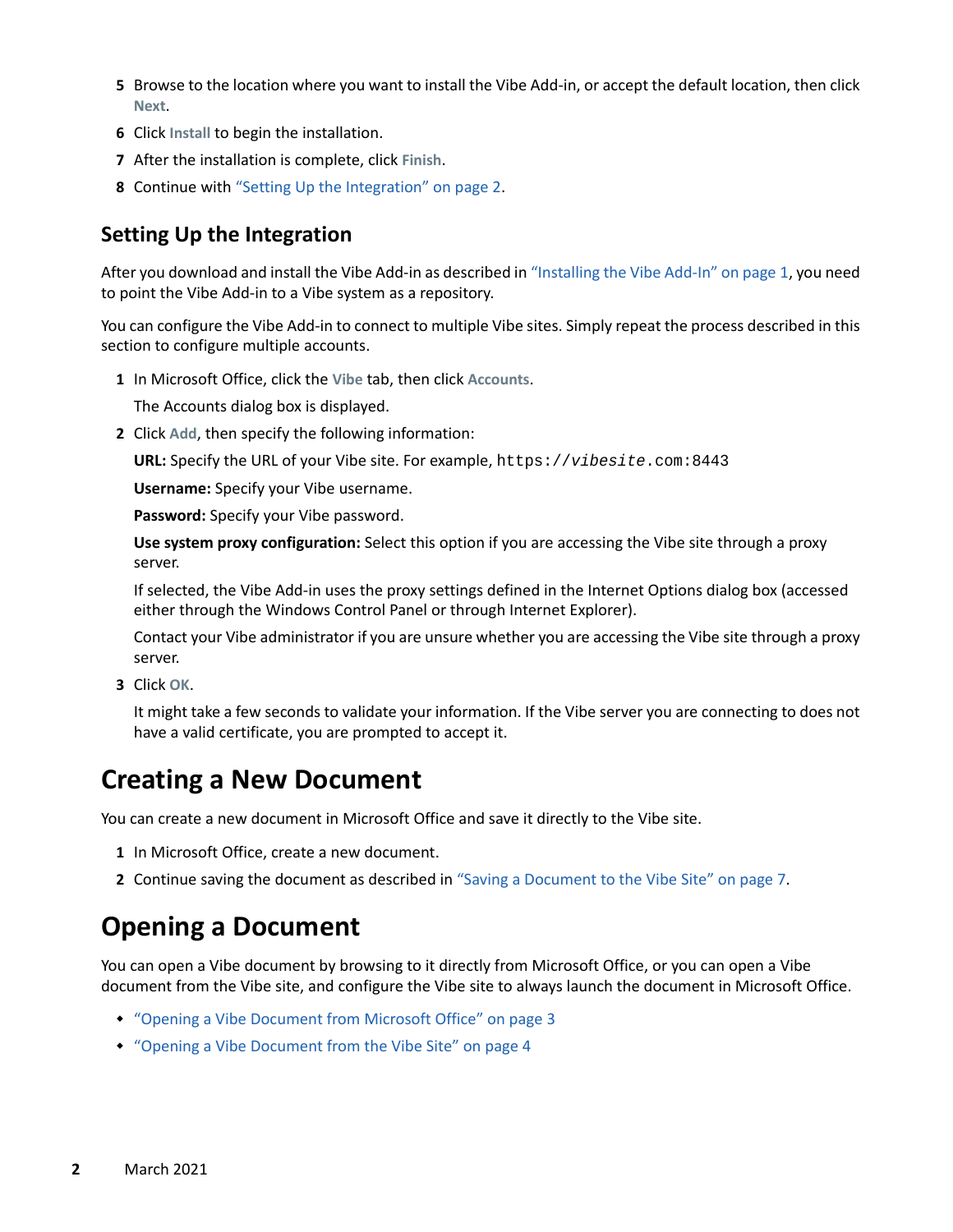5. Browse to the location where you want to install the Vibe Add-in, or accept the default location, then click **Next**.
6. Click **Install** to begin the installation.
7. After the installation is complete, click **Finish**.
8. Continue with "Setting Up the Integration" on page 2.

### Setting Up the Integration

After you download and install the Vibe Add-in as described in "Installing the Vibe Add-In" on page 1, you need to point the Vibe Add-in to a Vibe system as a repository.

You can configure the Vibe Add-in to connect to multiple Vibe sites. Simply repeat the process described in this section to configure multiple accounts.

1. In Microsoft Office, click the **Vibe** tab, then click **Accounts**.

   The Accounts dialog box is displayed.

2. Click **Add**, then specify the following information:

   **URL:** Specify the URL of your Vibe site. For example, `https://`*`vibesite`*`.com:8443`

   **Username:** Specify your Vibe username.

   **Password:** Specify your Vibe password.

   **Use system proxy configuration:** Select this option if you are accessing the Vibe site through a proxy server.

   If selected, the Vibe Add-in uses the proxy settings defined in the Internet Options dialog box (accessed either through the Windows Control Panel or through Internet Explorer).

   Contact your Vibe administrator if you are unsure whether you are accessing the Vibe site through a proxy server.

3. Click **OK**.

   It might take a few seconds to validate your information. If the Vibe server you are connecting to does not have a valid certificate, you are prompted to accept it.

## Creating a New Document

You can create a new document in Microsoft Office and save it directly to the Vibe site.

1. In Microsoft Office, create a new document.
2. Continue saving the document as described in "Saving a Document to the Vibe Site" on page 7.

## Opening a Document

You can open a Vibe document by browsing to it directly from Microsoft Office, or you can open a Vibe document from the Vibe site, and configure the Vibe site to always launch the document in Microsoft Office.

- "Opening a Vibe Document from Microsoft Office" on page 3
- "Opening a Vibe Document from the Vibe Site" on page 4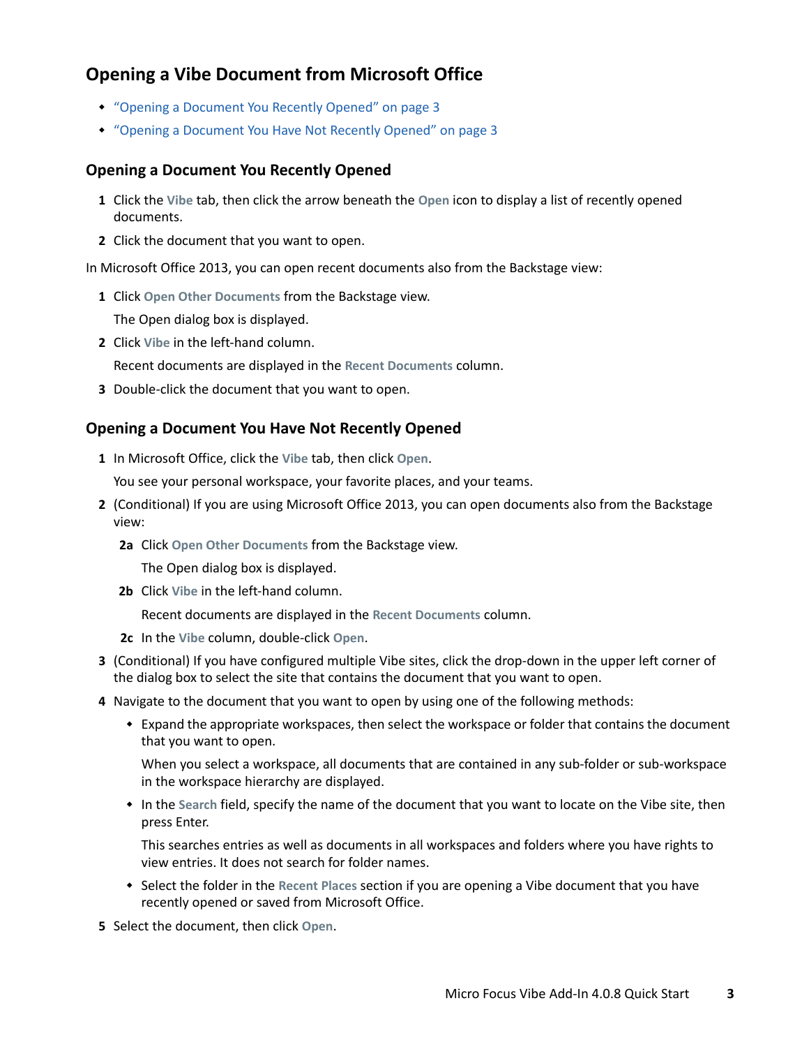## Opening a Vibe Document from Microsoft Office

- "Opening a Document You Recently Opened" on page 3
- "Opening a Document You Have Not Recently Opened" on page 3

### Opening a Document You Recently Opened

1 Click the **Vibe** tab, then click the arrow beneath the **Open** icon to display a list of recently opened documents.

2 Click the document that you want to open.

In Microsoft Office 2013, you can open recent documents also from the Backstage view:

1 Click **Open Other Documents** from the Backstage view.

   The Open dialog box is displayed.

2 Click **Vibe** in the left-hand column.

   Recent documents are displayed in the **Recent Documents** column.

3 Double-click the document that you want to open.

### Opening a Document You Have Not Recently Opened

1 In Microsoft Office, click the **Vibe** tab, then click **Open**.

   You see your personal workspace, your favorite places, and your teams.

2 (Conditional) If you are using Microsoft Office 2013, you can open documents also from the Backstage view:

   2a Click **Open Other Documents** from the Backstage view.

      The Open dialog box is displayed.

   2b Click **Vibe** in the left-hand column.

      Recent documents are displayed in the **Recent Documents** column.

   2c In the **Vibe** column, double-click **Open**.

3 (Conditional) If you have configured multiple Vibe sites, click the drop-down in the upper left corner of the dialog box to select the site that contains the document that you want to open.

4 Navigate to the document that you want to open by using one of the following methods:

   - Expand the appropriate workspaces, then select the workspace or folder that contains the document that you want to open.

     When you select a workspace, all documents that are contained in any sub-folder or sub-workspace in the workspace hierarchy are displayed.

   - In the **Search** field, specify the name of the document that you want to locate on the Vibe site, then press Enter.

     This searches entries as well as documents in all workspaces and folders where you have rights to view entries. It does not search for folder names.

   - Select the folder in the **Recent Places** section if you are opening a Vibe document that you have recently opened or saved from Microsoft Office.

5 Select the document, then click **Open**.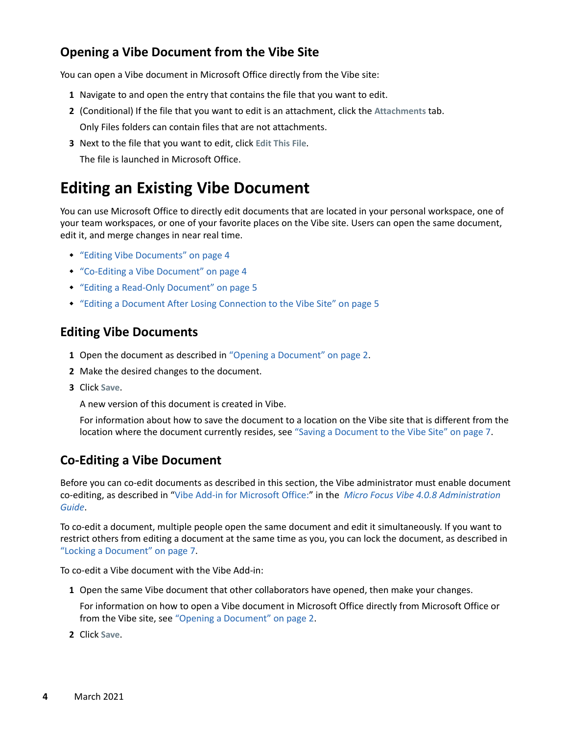### Opening a Vibe Document from the Vibe Site

You can open a Vibe document in Microsoft Office directly from the Vibe site:

1. Navigate to and open the entry that contains the file that you want to edit.
2. (Conditional) If the file that you want to edit is an attachment, click the **Attachments** tab.

   Only Files folders can contain files that are not attachments.
3. Next to the file that you want to edit, click **Edit This File**.

   The file is launched in Microsoft Office.

## Editing an Existing Vibe Document

You can use Microsoft Office to directly edit documents that are located in your personal workspace, one of your team workspaces, or one of your favorite places on the Vibe site. Users can open the same document, edit it, and merge changes in near real time.

- "Editing Vibe Documents" on page 4
- "Co-Editing a Vibe Document" on page 4
- "Editing a Read-Only Document" on page 5
- "Editing a Document After Losing Connection to the Vibe Site" on page 5

### Editing Vibe Documents

1. Open the document as described in "Opening a Document" on page 2.
2. Make the desired changes to the document.
3. Click **Save**.

   A new version of this document is created in Vibe.

   For information about how to save the document to a location on the Vibe site that is different from the location where the document currently resides, see "Saving a Document to the Vibe Site" on page 7.

### Co-Editing a Vibe Document

Before you can co-edit documents as described in this section, the Vibe administrator must enable document co-editing, as described in "Vibe Add-in for Microsoft Office:" in the *Micro Focus Vibe 4.0.8 Administration Guide*.

To co-edit a document, multiple people open the same document and edit it simultaneously. If you want to restrict others from editing a document at the same time as you, you can lock the document, as described in "Locking a Document" on page 7.

To co-edit a Vibe document with the Vibe Add-in:

1. Open the same Vibe document that other collaborators have opened, then make your changes.

   For information on how to open a Vibe document in Microsoft Office directly from Microsoft Office or from the Vibe site, see "Opening a Document" on page 2.
2. Click **Save**.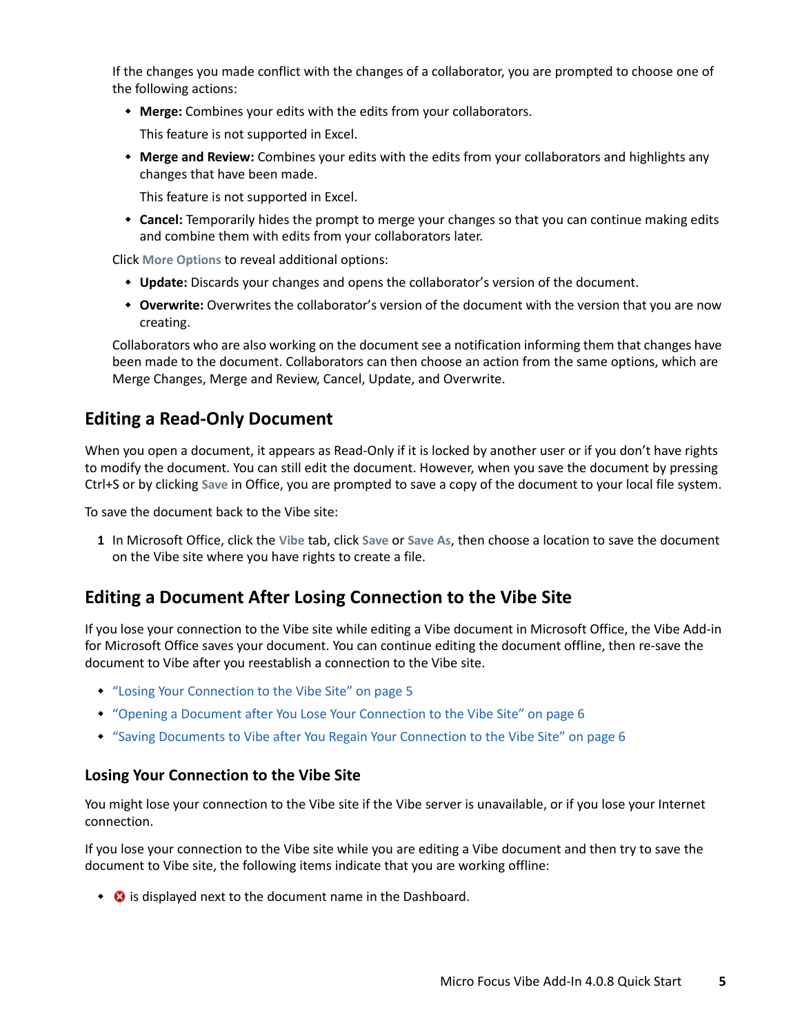If the changes you made conflict with the changes of a collaborator, you are prompted to choose one of the following actions:

- **Merge:** Combines your edits with the edits from your collaborators.

  This feature is not supported in Excel.

- **Merge and Review:** Combines your edits with the edits from your collaborators and highlights any changes that have been made.

  This feature is not supported in Excel.

- **Cancel:** Temporarily hides the prompt to merge your changes so that you can continue making edits and combine them with edits from your collaborators later.

Click **More Options** to reveal additional options:

- **Update:** Discards your changes and opens the collaborator's version of the document.
- **Overwrite:** Overwrites the collaborator's version of the document with the version that you are now creating.

Collaborators who are also working on the document see a notification informing them that changes have been made to the document. Collaborators can then choose an action from the same options, which are Merge Changes, Merge and Review, Cancel, Update, and Overwrite.

## Editing a Read-Only Document

When you open a document, it appears as Read-Only if it is locked by another user or if you don't have rights to modify the document. You can still edit the document. However, when you save the document by pressing Ctrl+S or by clicking **Save** in Office, you are prompted to save a copy of the document to your local file system.

To save the document back to the Vibe site:

1. In Microsoft Office, click the **Vibe** tab, click **Save** or **Save As**, then choose a location to save the document on the Vibe site where you have rights to create a file.

## Editing a Document After Losing Connection to the Vibe Site

If you lose your connection to the Vibe site while editing a Vibe document in Microsoft Office, the Vibe Add-in for Microsoft Office saves your document. You can continue editing the document offline, then re-save the document to Vibe after you reestablish a connection to the Vibe site.

- "Losing Your Connection to the Vibe Site" on page 5
- "Opening a Document after You Lose Your Connection to the Vibe Site" on page 6
- "Saving Documents to Vibe after You Regain Your Connection to the Vibe Site" on page 6

### Losing Your Connection to the Vibe Site

You might lose your connection to the Vibe site if the Vibe server is unavailable, or if you lose your Internet connection.

If you lose your connection to the Vibe site while you are editing a Vibe document and then try to save the document to Vibe site, the following items indicate that you are working offline:

- ⊗ is displayed next to the document name in the Dashboard.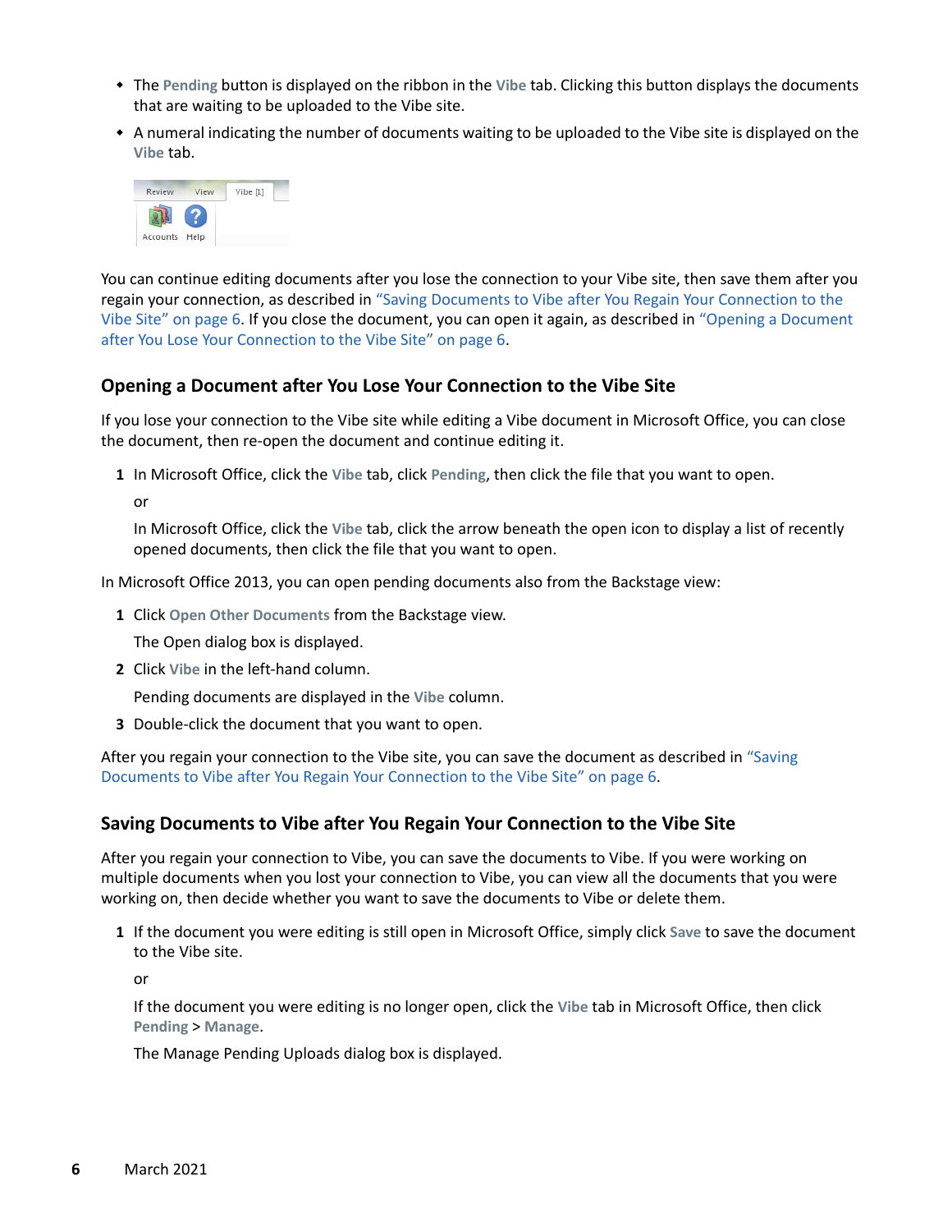- The **Pending** button is displayed on the ribbon in the **Vibe** tab. Clicking this button displays the documents that are waiting to be uploaded to the Vibe site.
- A numeral indicating the number of documents waiting to be uploaded to the Vibe site is displayed on the **Vibe** tab.

You can continue editing documents after you lose the connection to your Vibe site, then save them after you regain your connection, as described in "Saving Documents to Vibe after You Regain Your Connection to the Vibe Site" on page 6. If you close the document, you can open it again, as described in "Opening a Document after You Lose Your Connection to the Vibe Site" on page 6.

### Opening a Document after You Lose Your Connection to the Vibe Site

If you lose your connection to the Vibe site while editing a Vibe document in Microsoft Office, you can close the document, then re-open the document and continue editing it.

1. In Microsoft Office, click the **Vibe** tab, click **Pending**, then click the file that you want to open.

   or

   In Microsoft Office, click the **Vibe** tab, click the arrow beneath the open icon to display a list of recently opened documents, then click the file that you want to open.

In Microsoft Office 2013, you can open pending documents also from the Backstage view:

1. Click **Open Other Documents** from the Backstage view.

   The Open dialog box is displayed.
2. Click **Vibe** in the left-hand column.

   Pending documents are displayed in the **Vibe** column.
3. Double-click the document that you want to open.

After you regain your connection to the Vibe site, you can save the document as described in "Saving Documents to Vibe after You Regain Your Connection to the Vibe Site" on page 6.

### Saving Documents to Vibe after You Regain Your Connection to the Vibe Site

After you regain your connection to Vibe, you can save the documents to Vibe. If you were working on multiple documents when you lost your connection to Vibe, you can view all the documents that you were working on, then decide whether you want to save the documents to Vibe or delete them.

1. If the document you were editing is still open in Microsoft Office, simply click **Save** to save the document to the Vibe site.

   or

   If the document you were editing is no longer open, click the **Vibe** tab in Microsoft Office, then click **Pending** > **Manage**.

   The Manage Pending Uploads dialog box is displayed.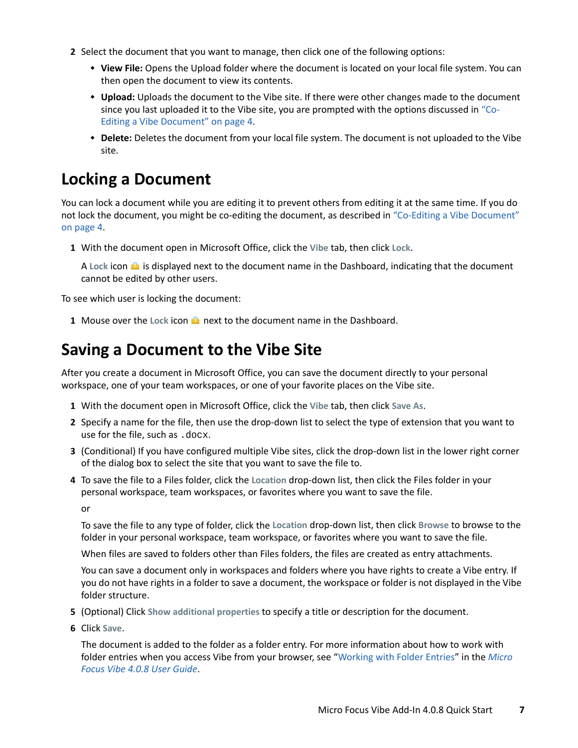2 Select the document that you want to manage, then click one of the following options:

- **View File:** Opens the Upload folder where the document is located on your local file system. You can then open the document to view its contents.
- **Upload:** Uploads the document to the Vibe site. If there were other changes made to the document since you last uploaded it to the Vibe site, you are prompted with the options discussed in "Co-Editing a Vibe Document" on page 4.
- **Delete:** Deletes the document from your local file system. The document is not uploaded to the Vibe site.

## Locking a Document

You can lock a document while you are editing it to prevent others from editing it at the same time. If you do not lock the document, you might be co-editing the document, as described in "Co-Editing a Vibe Document" on page 4.

1 With the document open in Microsoft Office, click the **Vibe** tab, then click **Lock**.

A **Lock** icon is displayed next to the document name in the Dashboard, indicating that the document cannot be edited by other users.

To see which user is locking the document:

1 Mouse over the **Lock** icon next to the document name in the Dashboard.

## Saving a Document to the Vibe Site

After you create a document in Microsoft Office, you can save the document directly to your personal workspace, one of your team workspaces, or one of your favorite places on the Vibe site.

1 With the document open in Microsoft Office, click the **Vibe** tab, then click **Save As**.

2 Specify a name for the file, then use the drop-down list to select the type of extension that you want to use for the file, such as `.docx`.

3 (Conditional) If you have configured multiple Vibe sites, click the drop-down list in the lower right corner of the dialog box to select the site that you want to save the file to.

4 To save the file to a Files folder, click the **Location** drop-down list, then click the Files folder in your personal workspace, team workspaces, or favorites where you want to save the file.

or

To save the file to any type of folder, click the **Location** drop-down list, then click **Browse** to browse to the folder in your personal workspace, team workspace, or favorites where you want to save the file.

When files are saved to folders other than Files folders, the files are created as entry attachments.

You can save a document only in workspaces and folders where you have rights to create a Vibe entry. If you do not have rights in a folder to save a document, the workspace or folder is not displayed in the Vibe folder structure.

5 (Optional) Click **Show additional properties** to specify a title or description for the document.

6 Click **Save**.

The document is added to the folder as a folder entry. For more information about how to work with folder entries when you access Vibe from your browser, see "Working with Folder Entries" in the *Micro Focus Vibe 4.0.8 User Guide*.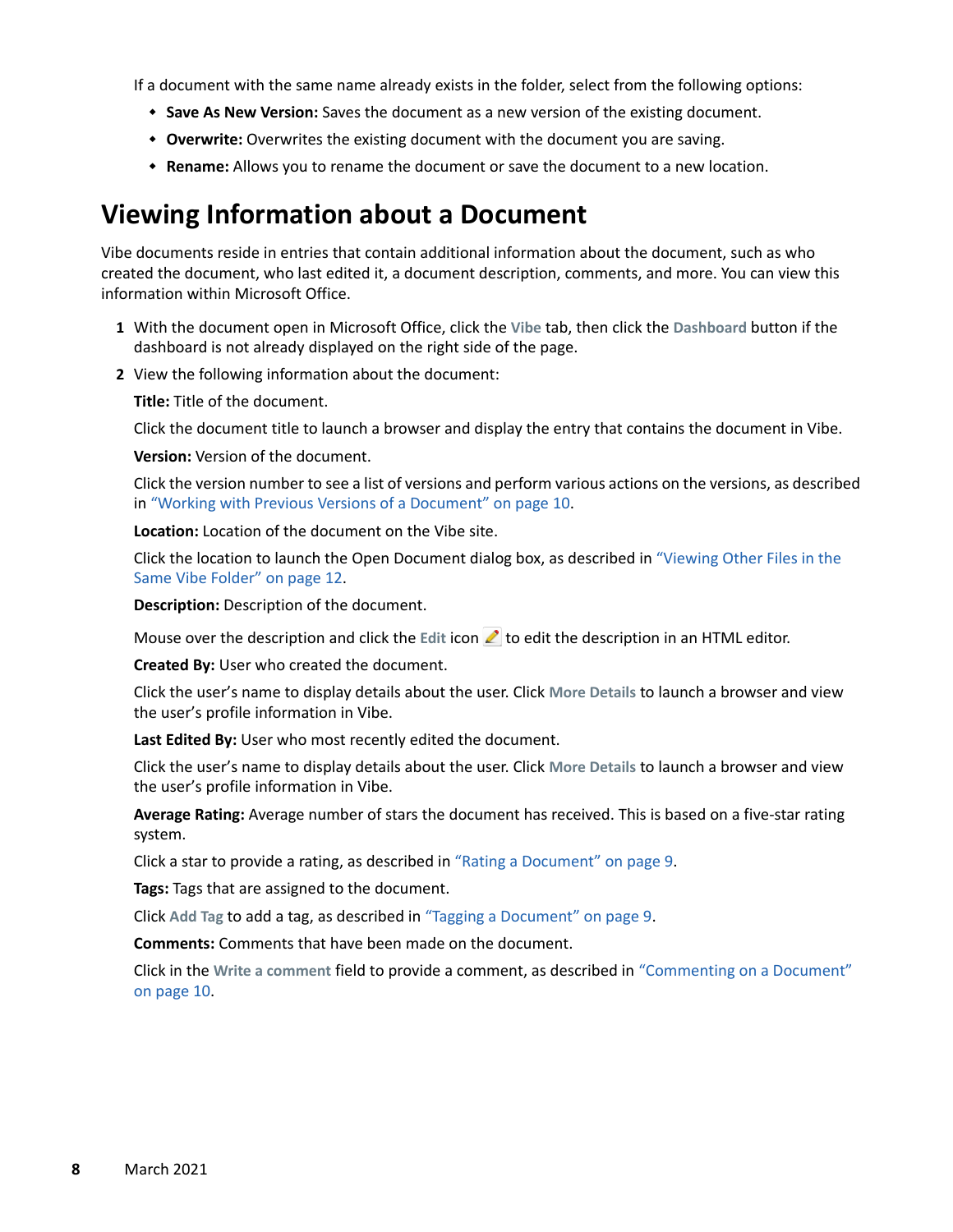If a document with the same name already exists in the folder, select from the following options:

- **Save As New Version:** Saves the document as a new version of the existing document.
- **Overwrite:** Overwrites the existing document with the document you are saving.
- **Rename:** Allows you to rename the document or save the document to a new location.

## Viewing Information about a Document

Vibe documents reside in entries that contain additional information about the document, such as who created the document, who last edited it, a document description, comments, and more. You can view this information within Microsoft Office.

1. With the document open in Microsoft Office, click the **Vibe** tab, then click the **Dashboard** button if the dashboard is not already displayed on the right side of the page.
2. View the following information about the document:

   **Title:** Title of the document.

   Click the document title to launch a browser and display the entry that contains the document in Vibe.

   **Version:** Version of the document.

   Click the version number to see a list of versions and perform various actions on the versions, as described in "Working with Previous Versions of a Document" on page 10.

   **Location:** Location of the document on the Vibe site.

   Click the location to launch the Open Document dialog box, as described in "Viewing Other Files in the Same Vibe Folder" on page 12.

   **Description:** Description of the document.

   Mouse over the description and click the **Edit** icon to edit the description in an HTML editor.

   **Created By:** User who created the document.

   Click the user's name to display details about the user. Click **More Details** to launch a browser and view the user's profile information in Vibe.

   **Last Edited By:** User who most recently edited the document.

   Click the user's name to display details about the user. Click **More Details** to launch a browser and view the user's profile information in Vibe.

   **Average Rating:** Average number of stars the document has received. This is based on a five-star rating system.

   Click a star to provide a rating, as described in "Rating a Document" on page 9.

   **Tags:** Tags that are assigned to the document.

   Click **Add Tag** to add a tag, as described in "Tagging a Document" on page 9.

   **Comments:** Comments that have been made on the document.

   Click in the **Write a comment** field to provide a comment, as described in "Commenting on a Document" on page 10.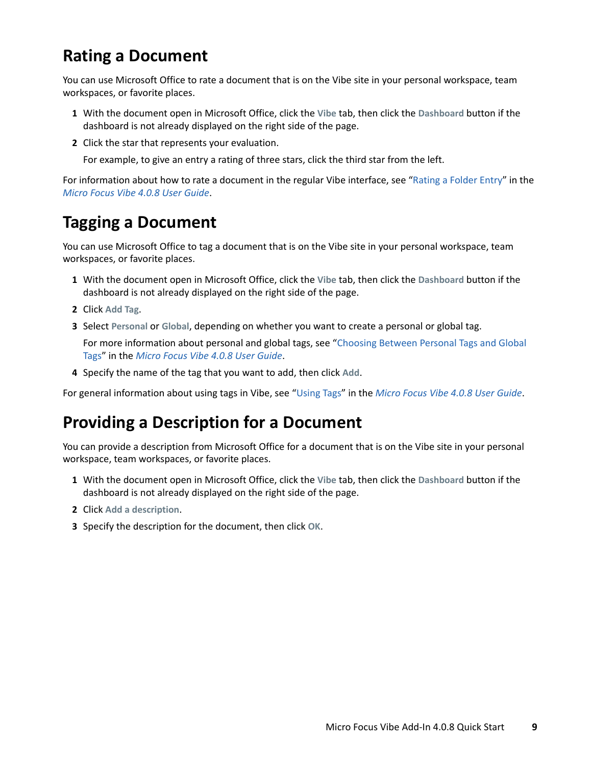## Rating a Document

You can use Microsoft Office to rate a document that is on the Vibe site in your personal workspace, team workspaces, or favorite places.

1. With the document open in Microsoft Office, click the **Vibe** tab, then click the **Dashboard** button if the dashboard is not already displayed on the right side of the page.
2. Click the star that represents your evaluation.

   For example, to give an entry a rating of three stars, click the third star from the left.

For information about how to rate a document in the regular Vibe interface, see "Rating a Folder Entry" in the *Micro Focus Vibe 4.0.8 User Guide*.

## Tagging a Document

You can use Microsoft Office to tag a document that is on the Vibe site in your personal workspace, team workspaces, or favorite places.

1. With the document open in Microsoft Office, click the **Vibe** tab, then click the **Dashboard** button if the dashboard is not already displayed on the right side of the page.
2. Click **Add Tag**.
3. Select **Personal** or **Global**, depending on whether you want to create a personal or global tag.

   For more information about personal and global tags, see "Choosing Between Personal Tags and Global Tags" in the *Micro Focus Vibe 4.0.8 User Guide*.
4. Specify the name of the tag that you want to add, then click **Add**.

For general information about using tags in Vibe, see "Using Tags" in the *Micro Focus Vibe 4.0.8 User Guide*.

## Providing a Description for a Document

You can provide a description from Microsoft Office for a document that is on the Vibe site in your personal workspace, team workspaces, or favorite places.

1. With the document open in Microsoft Office, click the **Vibe** tab, then click the **Dashboard** button if the dashboard is not already displayed on the right side of the page.
2. Click **Add a description**.
3. Specify the description for the document, then click **OK**.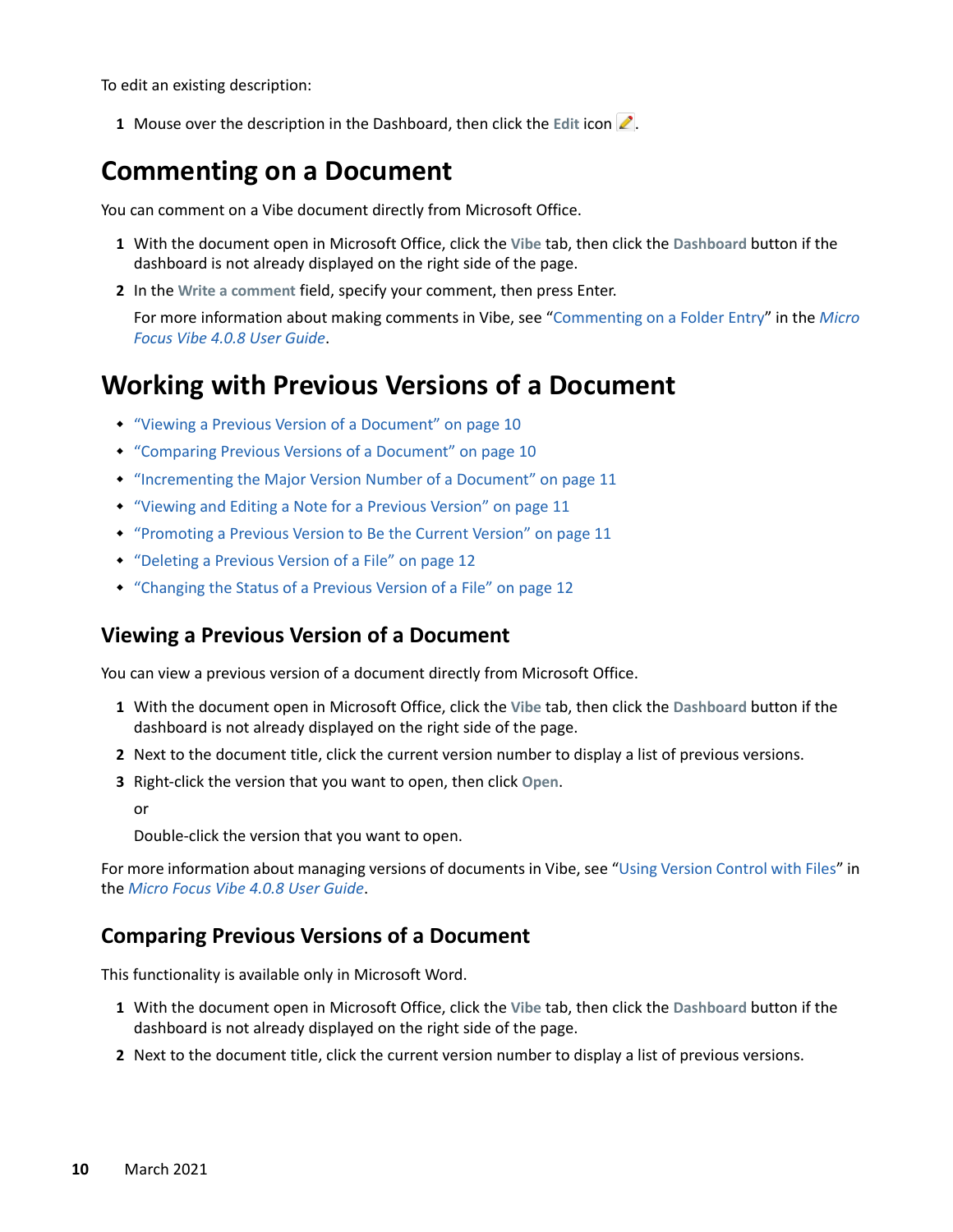To edit an existing description:

1. Mouse over the description in the Dashboard, then click the **Edit** icon.

## Commenting on a Document

You can comment on a Vibe document directly from Microsoft Office.

1. With the document open in Microsoft Office, click the **Vibe** tab, then click the **Dashboard** button if the dashboard is not already displayed on the right side of the page.
2. In the **Write a comment** field, specify your comment, then press Enter.

   For more information about making comments in Vibe, see "Commenting on a Folder Entry" in the *Micro Focus Vibe 4.0.8 User Guide*.

## Working with Previous Versions of a Document

- "Viewing a Previous Version of a Document" on page 10
- "Comparing Previous Versions of a Document" on page 10
- "Incrementing the Major Version Number of a Document" on page 11
- "Viewing and Editing a Note for a Previous Version" on page 11
- "Promoting a Previous Version to Be the Current Version" on page 11
- "Deleting a Previous Version of a File" on page 12
- "Changing the Status of a Previous Version of a File" on page 12

### Viewing a Previous Version of a Document

You can view a previous version of a document directly from Microsoft Office.

1. With the document open in Microsoft Office, click the **Vibe** tab, then click the **Dashboard** button if the dashboard is not already displayed on the right side of the page.
2. Next to the document title, click the current version number to display a list of previous versions.
3. Right-click the version that you want to open, then click **Open**.

   or

   Double-click the version that you want to open.

For more information about managing versions of documents in Vibe, see "Using Version Control with Files" in the *Micro Focus Vibe 4.0.8 User Guide*.

### Comparing Previous Versions of a Document

This functionality is available only in Microsoft Word.

1. With the document open in Microsoft Office, click the **Vibe** tab, then click the **Dashboard** button if the dashboard is not already displayed on the right side of the page.
2. Next to the document title, click the current version number to display a list of previous versions.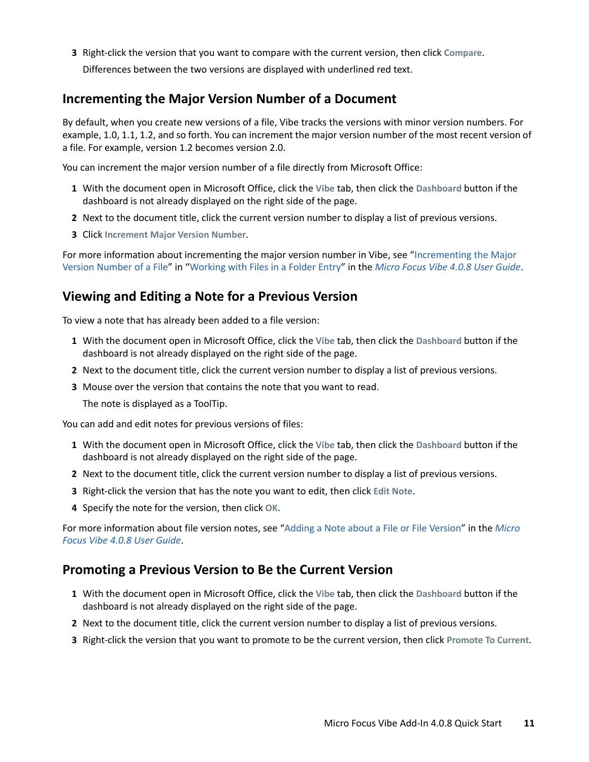3. Right-click the version that you want to compare with the current version, then click **Compare**.

   Differences between the two versions are displayed with underlined red text.

## Incrementing the Major Version Number of a Document

By default, when you create new versions of a file, Vibe tracks the versions with minor version numbers. For example, 1.0, 1.1, 1.2, and so forth. You can increment the major version number of the most recent version of a file. For example, version 1.2 becomes version 2.0.

You can increment the major version number of a file directly from Microsoft Office:

1. With the document open in Microsoft Office, click the **Vibe** tab, then click the **Dashboard** button if the dashboard is not already displayed on the right side of the page.
2. Next to the document title, click the current version number to display a list of previous versions.
3. Click **Increment Major Version Number**.

For more information about incrementing the major version number in Vibe, see “Incrementing the Major Version Number of a File” in “Working with Files in a Folder Entry” in the *Micro Focus Vibe 4.0.8 User Guide*.

## Viewing and Editing a Note for a Previous Version

To view a note that has already been added to a file version:

1. With the document open in Microsoft Office, click the **Vibe** tab, then click the **Dashboard** button if the dashboard is not already displayed on the right side of the page.
2. Next to the document title, click the current version number to display a list of previous versions.
3. Mouse over the version that contains the note that you want to read.

   The note is displayed as a ToolTip.

You can add and edit notes for previous versions of files:

1. With the document open in Microsoft Office, click the **Vibe** tab, then click the **Dashboard** button if the dashboard is not already displayed on the right side of the page.
2. Next to the document title, click the current version number to display a list of previous versions.
3. Right-click the version that has the note you want to edit, then click **Edit Note**.
4. Specify the note for the version, then click **OK**.

For more information about file version notes, see “Adding a Note about a File or File Version” in the *Micro Focus Vibe 4.0.8 User Guide*.

## Promoting a Previous Version to Be the Current Version

1. With the document open in Microsoft Office, click the **Vibe** tab, then click the **Dashboard** button if the dashboard is not already displayed on the right side of the page.
2. Next to the document title, click the current version number to display a list of previous versions.
3. Right-click the version that you want to promote to be the current version, then click **Promote To Current**.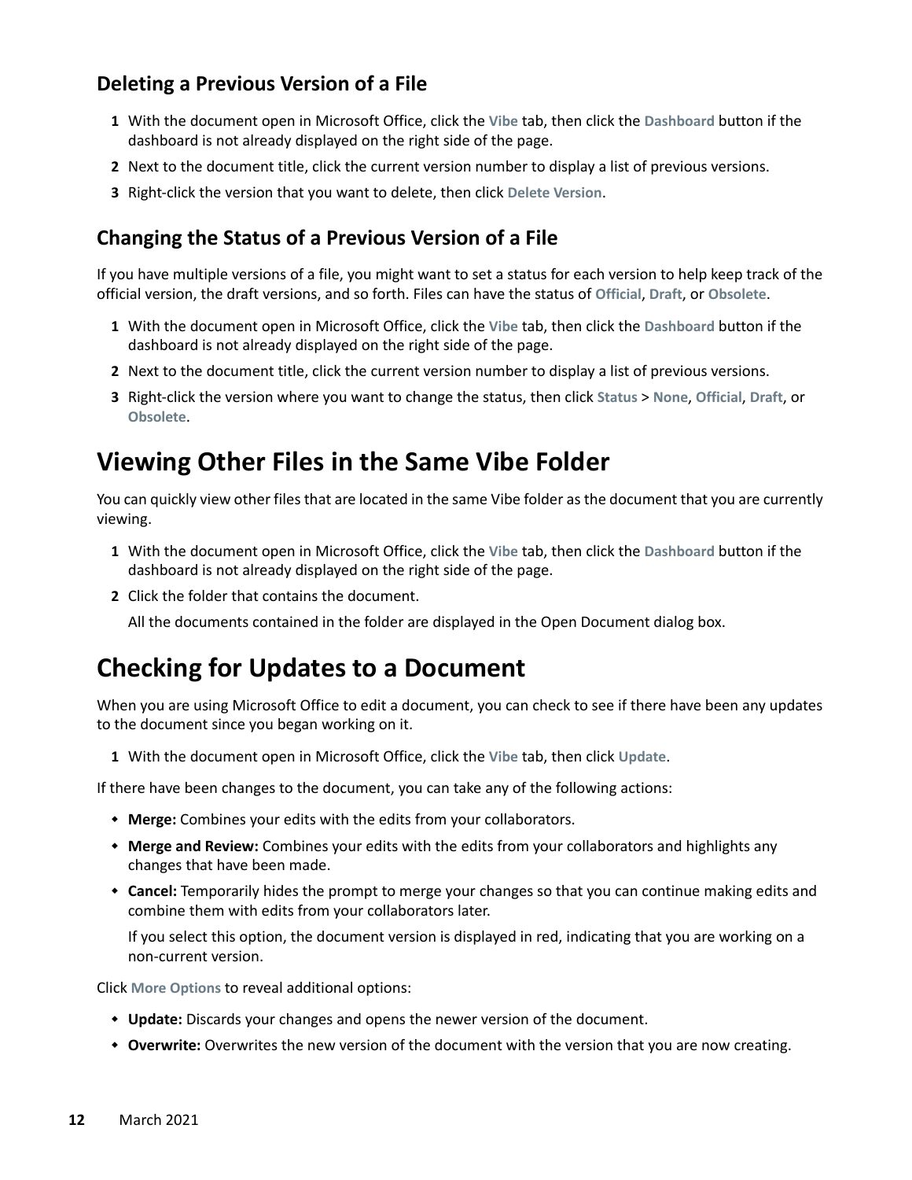### Deleting a Previous Version of a File

1. With the document open in Microsoft Office, click the **Vibe** tab, then click the **Dashboard** button if the dashboard is not already displayed on the right side of the page.
2. Next to the document title, click the current version number to display a list of previous versions.
3. Right-click the version that you want to delete, then click **Delete Version**.

### Changing the Status of a Previous Version of a File

If you have multiple versions of a file, you might want to set a status for each version to help keep track of the official version, the draft versions, and so forth. Files can have the status of **Official**, **Draft**, or **Obsolete**.

1. With the document open in Microsoft Office, click the **Vibe** tab, then click the **Dashboard** button if the dashboard is not already displayed on the right side of the page.
2. Next to the document title, click the current version number to display a list of previous versions.
3. Right-click the version where you want to change the status, then click **Status** > **None**, **Official**, **Draft**, or **Obsolete**.

## Viewing Other Files in the Same Vibe Folder

You can quickly view other files that are located in the same Vibe folder as the document that you are currently viewing.

1. With the document open in Microsoft Office, click the **Vibe** tab, then click the **Dashboard** button if the dashboard is not already displayed on the right side of the page.
2. Click the folder that contains the document.

   All the documents contained in the folder are displayed in the Open Document dialog box.

## Checking for Updates to a Document

When you are using Microsoft Office to edit a document, you can check to see if there have been any updates to the document since you began working on it.

1. With the document open in Microsoft Office, click the **Vibe** tab, then click **Update**.

If there have been changes to the document, you can take any of the following actions:

- **Merge:** Combines your edits with the edits from your collaborators.
- **Merge and Review:** Combines your edits with the edits from your collaborators and highlights any changes that have been made.
- **Cancel:** Temporarily hides the prompt to merge your changes so that you can continue making edits and combine them with edits from your collaborators later.

  If you select this option, the document version is displayed in red, indicating that you are working on a non-current version.

Click **More Options** to reveal additional options:

- **Update:** Discards your changes and opens the newer version of the document.
- **Overwrite:** Overwrites the new version of the document with the version that you are now creating.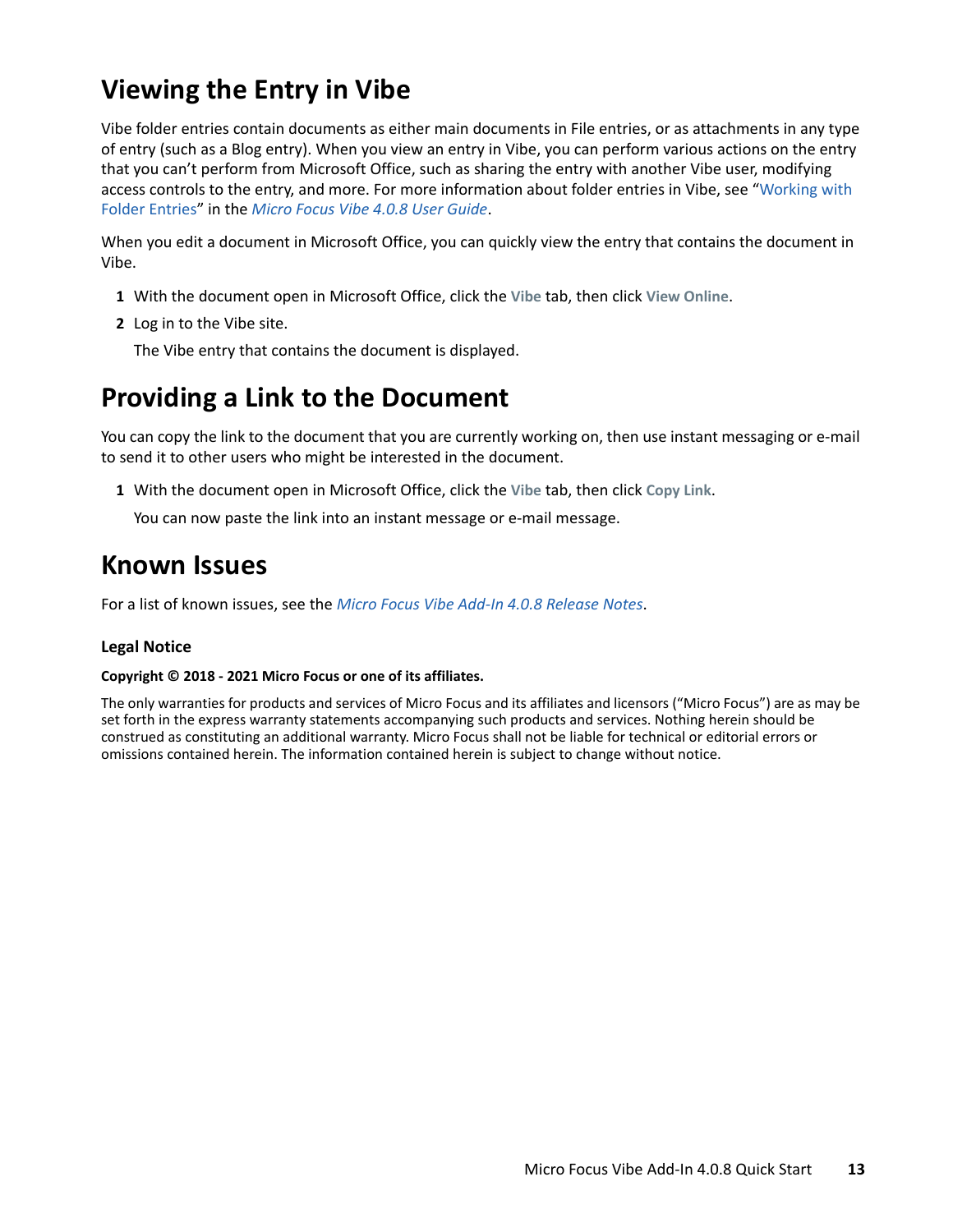## Viewing the Entry in Vibe

Vibe folder entries contain documents as either main documents in File entries, or as attachments in any type of entry (such as a Blog entry). When you view an entry in Vibe, you can perform various actions on the entry that you can't perform from Microsoft Office, such as sharing the entry with another Vibe user, modifying access controls to the entry, and more. For more information about folder entries in Vibe, see "Working with Folder Entries" in the *Micro Focus Vibe 4.0.8 User Guide*.

When you edit a document in Microsoft Office, you can quickly view the entry that contains the document in Vibe.

1. With the document open in Microsoft Office, click the **Vibe** tab, then click **View Online**.
2. Log in to the Vibe site.

   The Vibe entry that contains the document is displayed.

## Providing a Link to the Document

You can copy the link to the document that you are currently working on, then use instant messaging or e-mail to send it to other users who might be interested in the document.

1. With the document open in Microsoft Office, click the **Vibe** tab, then click **Copy Link**.

   You can now paste the link into an instant message or e-mail message.

## Known Issues

For a list of known issues, see the *Micro Focus Vibe Add-In 4.0.8 Release Notes*.

### Legal Notice

**Copyright © 2018 - 2021 Micro Focus or one of its affiliates.**

The only warranties for products and services of Micro Focus and its affiliates and licensors ("Micro Focus") are as may be set forth in the express warranty statements accompanying such products and services. Nothing herein should be construed as constituting an additional warranty. Micro Focus shall not be liable for technical or editorial errors or omissions contained herein. The information contained herein is subject to change without notice.